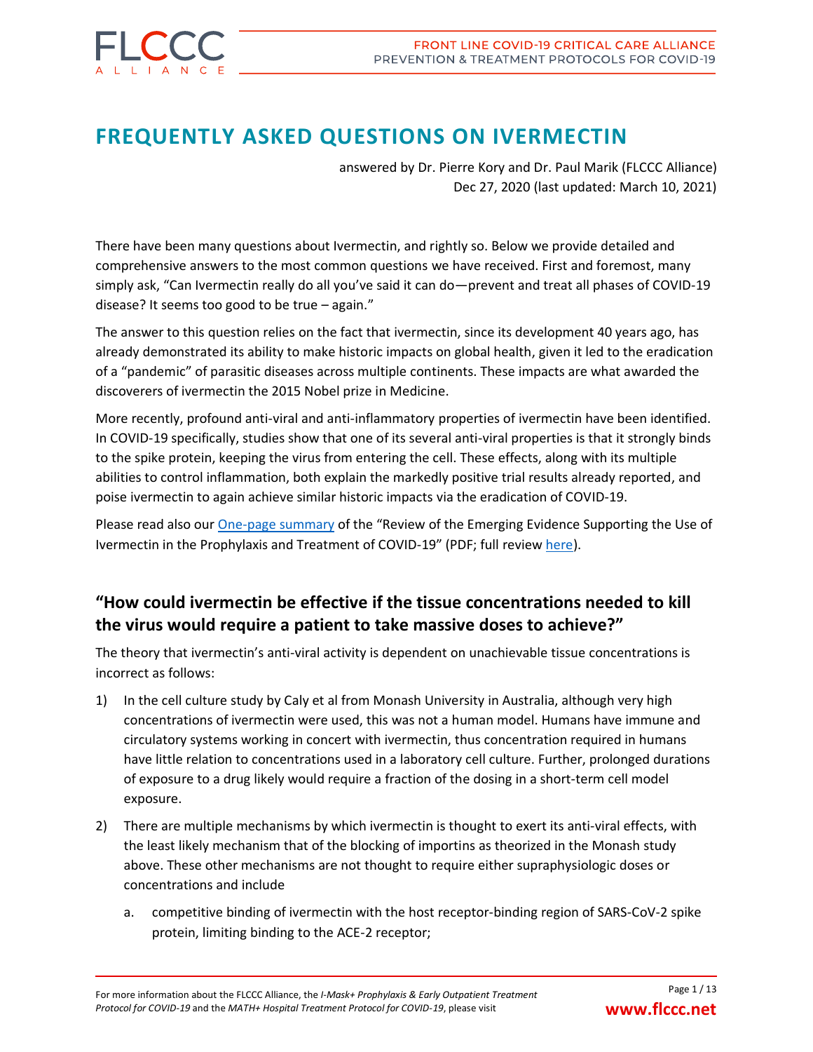# FREQUENTLY ASKED QUESTIONS ON IVERMECTIN

answered by Dr. Pierre Kory and Dr. Paul Marik (FLCCC Alliance)
Dec 27, 2020 (last updated: March 10, 2021)

There have been many questions about Ivermectin, and rightly so. Below we provide detailed and comprehensive answers to the most common questions we have received. First and foremost, many simply ask, "Can Ivermectin really do all you've said it can do—prevent and treat all phases of COVID-19 disease? It seems too good to be true – again."

The answer to this question relies on the fact that ivermectin, since its development 40 years ago, has already demonstrated its ability to make historic impacts on global health, given it led to the eradication of a "pandemic" of parasitic diseases across multiple continents. These impacts are what awarded the discoverers of ivermectin the 2015 Nobel prize in Medicine.

More recently, profound anti-viral and anti-inflammatory properties of ivermectin have been identified. In COVID-19 specifically, studies show that one of its several anti-viral properties is that it strongly binds to the spike protein, keeping the virus from entering the cell. These effects, along with its multiple abilities to control inflammation, both explain the markedly positive trial results already reported, and poise ivermectin to again achieve similar historic impacts via the eradication of COVID-19.

Please read also our One-page summary of the "Review of the Emerging Evidence Supporting the Use of Ivermectin in the Prophylaxis and Treatment of COVID-19" (PDF; full review here).

## "How could ivermectin be effective if the tissue concentrations needed to kill the virus would require a patient to take massive doses to achieve?"

The theory that ivermectin's anti-viral activity is dependent on unachievable tissue concentrations is incorrect as follows:

1) In the cell culture study by Caly et al from Monash University in Australia, although very high concentrations of ivermectin were used, this was not a human model. Humans have immune and circulatory systems working in concert with ivermectin, thus concentration required in humans have little relation to concentrations used in a laboratory cell culture. Further, prolonged durations of exposure to a drug likely would require a fraction of the dosing in a short-term cell model exposure.

2) There are multiple mechanisms by which ivermectin is thought to exert its anti-viral effects, with the least likely mechanism that of the blocking of importins as theorized in the Monash study above. These other mechanisms are not thought to require either supraphysiologic doses or concentrations and include

   a. competitive binding of ivermectin with the host receptor-binding region of SARS-CoV-2 spike protein, limiting binding to the ACE-2 receptor;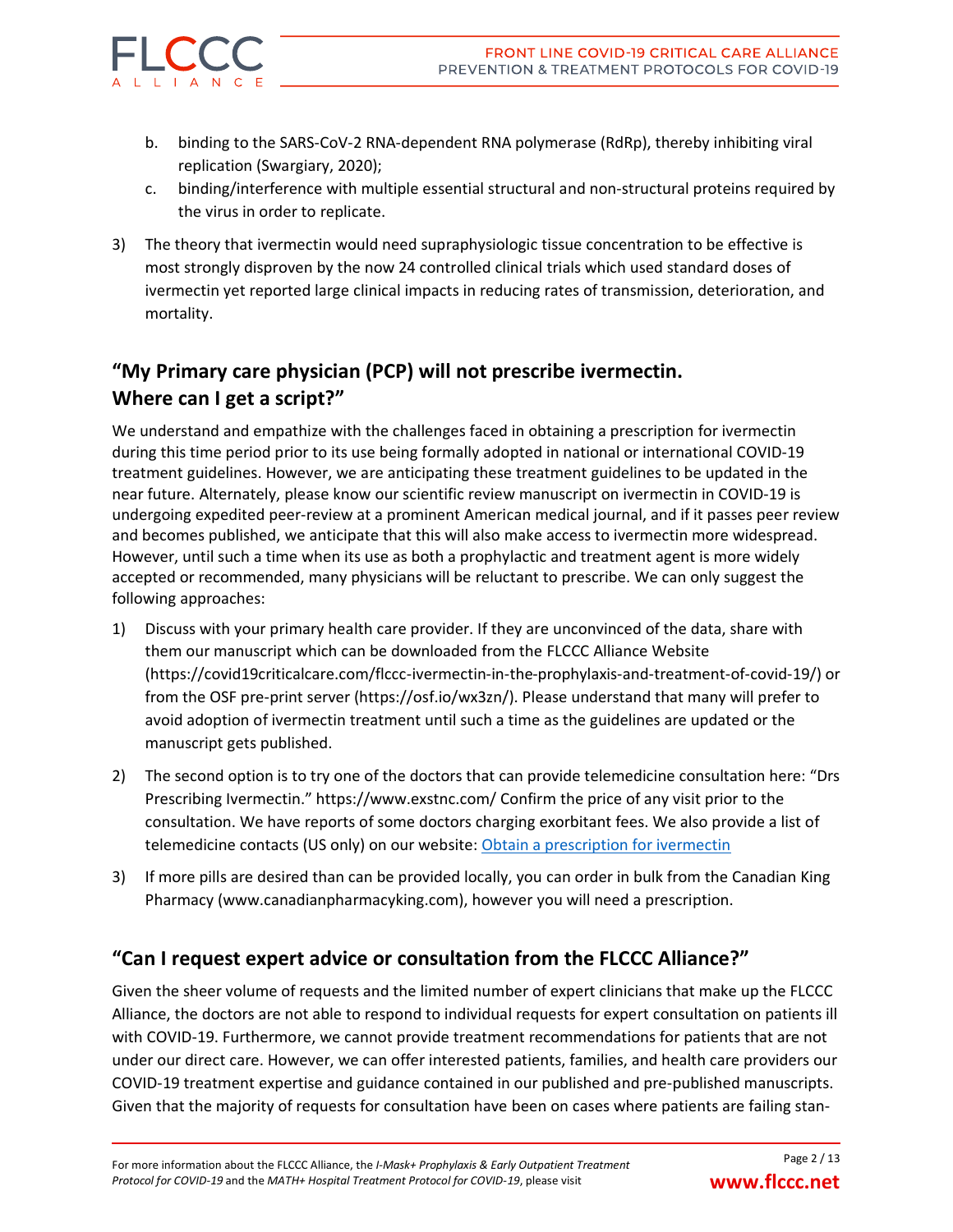b. binding to the SARS-CoV-2 RNA-dependent RNA polymerase (RdRp), thereby inhibiting viral replication (Swargiary, 2020);

c. binding/interference with multiple essential structural and non-structural proteins required by the virus in order to replicate.

3) The theory that ivermectin would need supraphysiologic tissue concentration to be effective is most strongly disproven by the now 24 controlled clinical trials which used standard doses of ivermectin yet reported large clinical impacts in reducing rates of transmission, deterioration, and mortality.

## "My Primary care physician (PCP) will not prescribe ivermectin. Where can I get a script?"

We understand and empathize with the challenges faced in obtaining a prescription for ivermectin during this time period prior to its use being formally adopted in national or international COVID-19 treatment guidelines. However, we are anticipating these treatment guidelines to be updated in the near future. Alternately, please know our scientific review manuscript on ivermectin in COVID-19 is undergoing expedited peer-review at a prominent American medical journal, and if it passes peer review and becomes published, we anticipate that this will also make access to ivermectin more widespread. However, until such a time when its use as both a prophylactic and treatment agent is more widely accepted or recommended, many physicians will be reluctant to prescribe. We can only suggest the following approaches:

1) Discuss with your primary health care provider. If they are unconvinced of the data, share with them our manuscript which can be downloaded from the FLCCC Alliance Website (https://covid19criticalcare.com/flccc-ivermectin-in-the-prophylaxis-and-treatment-of-covid-19/) or from the OSF pre-print server (https://osf.io/wx3zn/). Please understand that many will prefer to avoid adoption of ivermectin treatment until such a time as the guidelines are updated or the manuscript gets published.

2) The second option is to try one of the doctors that can provide telemedicine consultation here: "Drs Prescribing Ivermectin." https://www.exstnc.com/ Confirm the price of any visit prior to the consultation. We have reports of some doctors charging exorbitant fees. We also provide a list of telemedicine contacts (US only) on our website: Obtain a prescription for ivermectin

3) If more pills are desired than can be provided locally, you can order in bulk from the Canadian King Pharmacy (www.canadianpharmacyking.com), however you will need a prescription.

## "Can I request expert advice or consultation from the FLCCC Alliance?"

Given the sheer volume of requests and the limited number of expert clinicians that make up the FLCCC Alliance, the doctors are not able to respond to individual requests for expert consultation on patients ill with COVID-19. Furthermore, we cannot provide treatment recommendations for patients that are not under our direct care. However, we can offer interested patients, families, and health care providers our COVID-19 treatment expertise and guidance contained in our published and pre-published manuscripts. Given that the majority of requests for consultation have been on cases where patients are failing stan-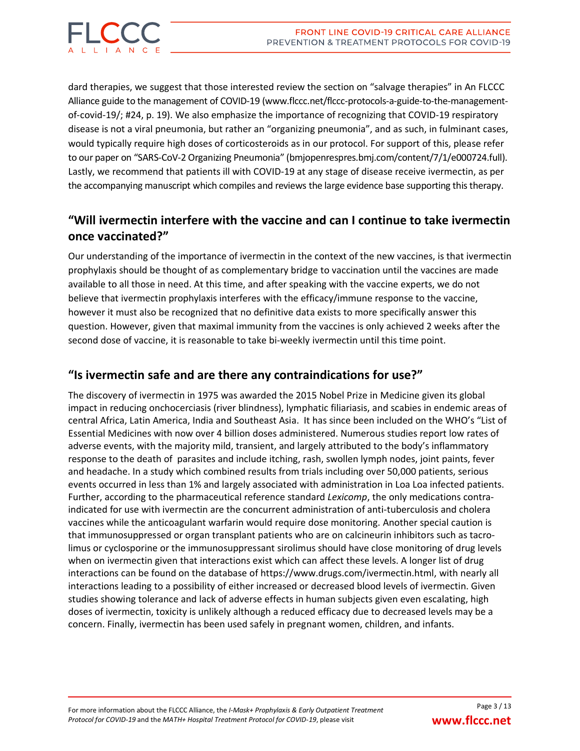dard therapies, we suggest that those interested review the section on "salvage therapies" in An FLCCC Alliance guide to the management of COVID-19 (www.flccc.net/flccc-protocols-a-guide-to-the-management-of-covid-19/; #24, p. 19). We also emphasize the importance of recognizing that COVID-19 respiratory disease is not a viral pneumonia, but rather an "organizing pneumonia", and as such, in fulminant cases, would typically require high doses of corticosteroids as in our protocol. For support of this, please refer to our paper on "SARS-CoV-2 Organizing Pneumonia" (bmjopenrespres.bmj.com/content/7/1/e000724.full). Lastly, we recommend that patients ill with COVID-19 at any stage of disease receive ivermectin, as per the accompanying manuscript which compiles and reviews the large evidence base supporting this therapy.

## "Will ivermectin interfere with the vaccine and can I continue to take ivermectin once vaccinated?"

Our understanding of the importance of ivermectin in the context of the new vaccines, is that ivermectin prophylaxis should be thought of as complementary bridge to vaccination until the vaccines are made available to all those in need. At this time, and after speaking with the vaccine experts, we do not believe that ivermectin prophylaxis interferes with the efficacy/immune response to the vaccine, however it must also be recognized that no definitive data exists to more specifically answer this question. However, given that maximal immunity from the vaccines is only achieved 2 weeks after the second dose of vaccine, it is reasonable to take bi-weekly ivermectin until this time point.

## "Is ivermectin safe and are there any contraindications for use?"

The discovery of ivermectin in 1975 was awarded the 2015 Nobel Prize in Medicine given its global impact in reducing onchocerciasis (river blindness), lymphatic filiariasis, and scabies in endemic areas of central Africa, Latin America, India and Southeast Asia. It has since been included on the WHO's "List of Essential Medicines with now over 4 billion doses administered. Numerous studies report low rates of adverse events, with the majority mild, transient, and largely attributed to the body's inflammatory response to the death of parasites and include itching, rash, swollen lymph nodes, joint paints, fever and headache. In a study which combined results from trials including over 50,000 patients, serious events occurred in less than 1% and largely associated with administration in Loa Loa infected patients. Further, according to the pharmaceutical reference standard *Lexicomp*, the only medications contra-indicated for use with ivermectin are the concurrent administration of anti-tuberculosis and cholera vaccines while the anticoagulant warfarin would require dose monitoring. Another special caution is that immunosuppressed or organ transplant patients who are on calcineurin inhibitors such as tacrolimus or cyclosporine or the immunosuppressant sirolimus should have close monitoring of drug levels when on ivermectin given that interactions exist which can affect these levels. A longer list of drug interactions can be found on the database of https://www.drugs.com/ivermectin.html, with nearly all interactions leading to a possibility of either increased or decreased blood levels of ivermectin. Given studies showing tolerance and lack of adverse effects in human subjects given even escalating, high doses of ivermectin, toxicity is unlikely although a reduced efficacy due to decreased levels may be a concern. Finally, ivermectin has been used safely in pregnant women, children, and infants.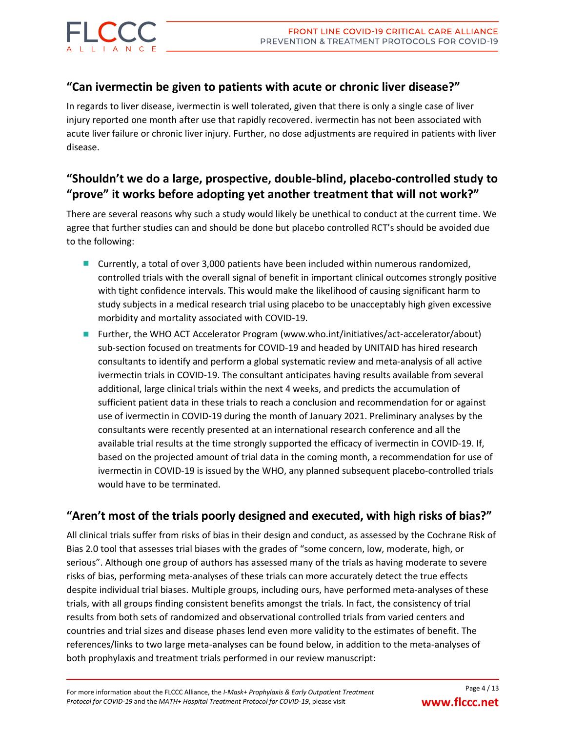## "Can ivermectin be given to patients with acute or chronic liver disease?"

In regards to liver disease, ivermectin is well tolerated, given that there is only a single case of liver injury reported one month after use that rapidly recovered. ivermectin has not been associated with acute liver failure or chronic liver injury. Further, no dose adjustments are required in patients with liver disease.

## "Shouldn't we do a large, prospective, double-blind, placebo-controlled study to "prove" it works before adopting yet another treatment that will not work?"

There are several reasons why such a study would likely be unethical to conduct at the current time. We agree that further studies can and should be done but placebo controlled RCT's should be avoided due to the following:

- Currently, a total of over 3,000 patients have been included within numerous randomized, controlled trials with the overall signal of benefit in important clinical outcomes strongly positive with tight confidence intervals. This would make the likelihood of causing significant harm to study subjects in a medical research trial using placebo to be unacceptably high given excessive morbidity and mortality associated with COVID-19.
- Further, the WHO ACT Accelerator Program (www.who.int/initiatives/act-accelerator/about) sub-section focused on treatments for COVID-19 and headed by UNITAID has hired research consultants to identify and perform a global systematic review and meta-analysis of all active ivermectin trials in COVID-19. The consultant anticipates having results available from several additional, large clinical trials within the next 4 weeks, and predicts the accumulation of sufficient patient data in these trials to reach a conclusion and recommendation for or against use of ivermectin in COVID-19 during the month of January 2021. Preliminary analyses by the consultants were recently presented at an international research conference and all the available trial results at the time strongly supported the efficacy of ivermectin in COVID-19. If, based on the projected amount of trial data in the coming month, a recommendation for use of ivermectin in COVID-19 is issued by the WHO, any planned subsequent placebo-controlled trials would have to be terminated.

## "Aren't most of the trials poorly designed and executed, with high risks of bias?"

All clinical trials suffer from risks of bias in their design and conduct, as assessed by the Cochrane Risk of Bias 2.0 tool that assesses trial biases with the grades of "some concern, low, moderate, high, or serious". Although one group of authors has assessed many of the trials as having moderate to severe risks of bias, performing meta-analyses of these trials can more accurately detect the true effects despite individual trial biases. Multiple groups, including ours, have performed meta-analyses of these trials, with all groups finding consistent benefits amongst the trials. In fact, the consistency of trial results from both sets of randomized and observational controlled trials from varied centers and countries and trial sizes and disease phases lend even more validity to the estimates of benefit. The references/links to two large meta-analyses can be found below, in addition to the meta-analyses of both prophylaxis and treatment trials performed in our review manuscript: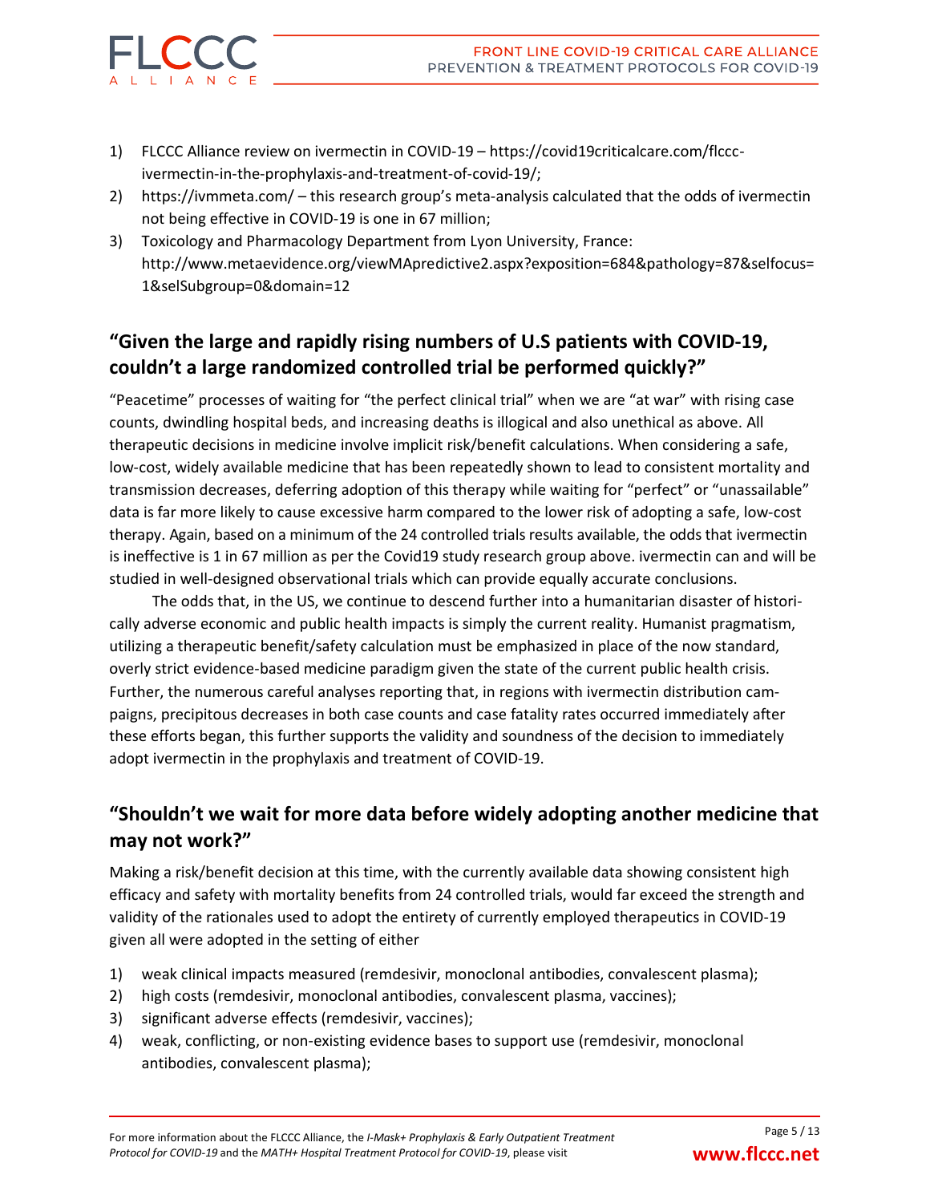1) FLCCC Alliance review on ivermectin in COVID-19 – https://covid19criticalcare.com/flccc-ivermectin-in-the-prophylaxis-and-treatment-of-covid-19/;
2) https://ivmmeta.com/ – this research group's meta-analysis calculated that the odds of ivermectin not being effective in COVID-19 is one in 67 million;
3) Toxicology and Pharmacology Department from Lyon University, France: http://www.metaevidence.org/viewMApredictive2.aspx?exposition=684&pathology=87&selfocus=1&selSubgroup=0&domain=12

## "Given the large and rapidly rising numbers of U.S patients with COVID-19, couldn't a large randomized controlled trial be performed quickly?"

"Peacetime" processes of waiting for "the perfect clinical trial" when we are "at war" with rising case counts, dwindling hospital beds, and increasing deaths is illogical and also unethical as above. All therapeutic decisions in medicine involve implicit risk/benefit calculations. When considering a safe, low-cost, widely available medicine that has been repeatedly shown to lead to consistent mortality and transmission decreases, deferring adoption of this therapy while waiting for "perfect" or "unassailable" data is far more likely to cause excessive harm compared to the lower risk of adopting a safe, low-cost therapy. Again, based on a minimum of the 24 controlled trials results available, the odds that ivermectin is ineffective is 1 in 67 million as per the Covid19 study research group above. ivermectin can and will be studied in well-designed observational trials which can provide equally accurate conclusions.

The odds that, in the US, we continue to descend further into a humanitarian disaster of historically adverse economic and public health impacts is simply the current reality. Humanist pragmatism, utilizing a therapeutic benefit/safety calculation must be emphasized in place of the now standard, overly strict evidence-based medicine paradigm given the state of the current public health crisis. Further, the numerous careful analyses reporting that, in regions with ivermectin distribution campaigns, precipitous decreases in both case counts and case fatality rates occurred immediately after these efforts began, this further supports the validity and soundness of the decision to immediately adopt ivermectin in the prophylaxis and treatment of COVID-19.

## "Shouldn't we wait for more data before widely adopting another medicine that may not work?"

Making a risk/benefit decision at this time, with the currently available data showing consistent high efficacy and safety with mortality benefits from 24 controlled trials, would far exceed the strength and validity of the rationales used to adopt the entirety of currently employed therapeutics in COVID-19 given all were adopted in the setting of either

1) weak clinical impacts measured (remdesivir, monoclonal antibodies, convalescent plasma);
2) high costs (remdesivir, monoclonal antibodies, convalescent plasma, vaccines);
3) significant adverse effects (remdesivir, vaccines);
4) weak, conflicting, or non-existing evidence bases to support use (remdesivir, monoclonal antibodies, convalescent plasma);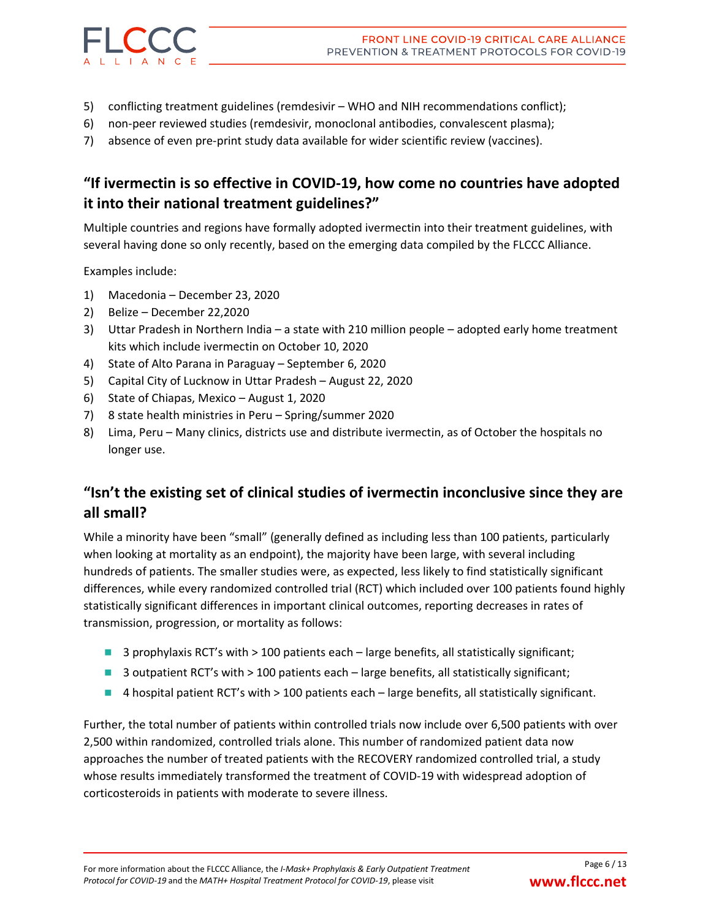5) conflicting treatment guidelines (remdesivir – WHO and NIH recommendations conflict);
6) non-peer reviewed studies (remdesivir, monoclonal antibodies, convalescent plasma);
7) absence of even pre-print study data available for wider scientific review (vaccines).

## "If ivermectin is so effective in COVID-19, how come no countries have adopted it into their national treatment guidelines?"

Multiple countries and regions have formally adopted ivermectin into their treatment guidelines, with several having done so only recently, based on the emerging data compiled by the FLCCC Alliance.

Examples include:

1) Macedonia – December 23, 2020
2) Belize – December 22,2020
3) Uttar Pradesh in Northern India – a state with 210 million people – adopted early home treatment kits which include ivermectin on October 10, 2020
4) State of Alto Parana in Paraguay – September 6, 2020
5) Capital City of Lucknow in Uttar Pradesh – August 22, 2020
6) State of Chiapas, Mexico – August 1, 2020
7) 8 state health ministries in Peru – Spring/summer 2020
8) Lima, Peru – Many clinics, districts use and distribute ivermectin, as of October the hospitals no longer use.

## "Isn't the existing set of clinical studies of ivermectin inconclusive since they are all small?

While a minority have been "small" (generally defined as including less than 100 patients, particularly when looking at mortality as an endpoint), the majority have been large, with several including hundreds of patients. The smaller studies were, as expected, less likely to find statistically significant differences, while every randomized controlled trial (RCT) which included over 100 patients found highly statistically significant differences in important clinical outcomes, reporting decreases in rates of transmission, progression, or mortality as follows:

- 3 prophylaxis RCT's with > 100 patients each – large benefits, all statistically significant;
- 3 outpatient RCT's with > 100 patients each – large benefits, all statistically significant;
- 4 hospital patient RCT's with > 100 patients each – large benefits, all statistically significant.

Further, the total number of patients within controlled trials now include over 6,500 patients with over 2,500 within randomized, controlled trials alone. This number of randomized patient data now approaches the number of treated patients with the RECOVERY randomized controlled trial, a study whose results immediately transformed the treatment of COVID-19 with widespread adoption of corticosteroids in patients with moderate to severe illness.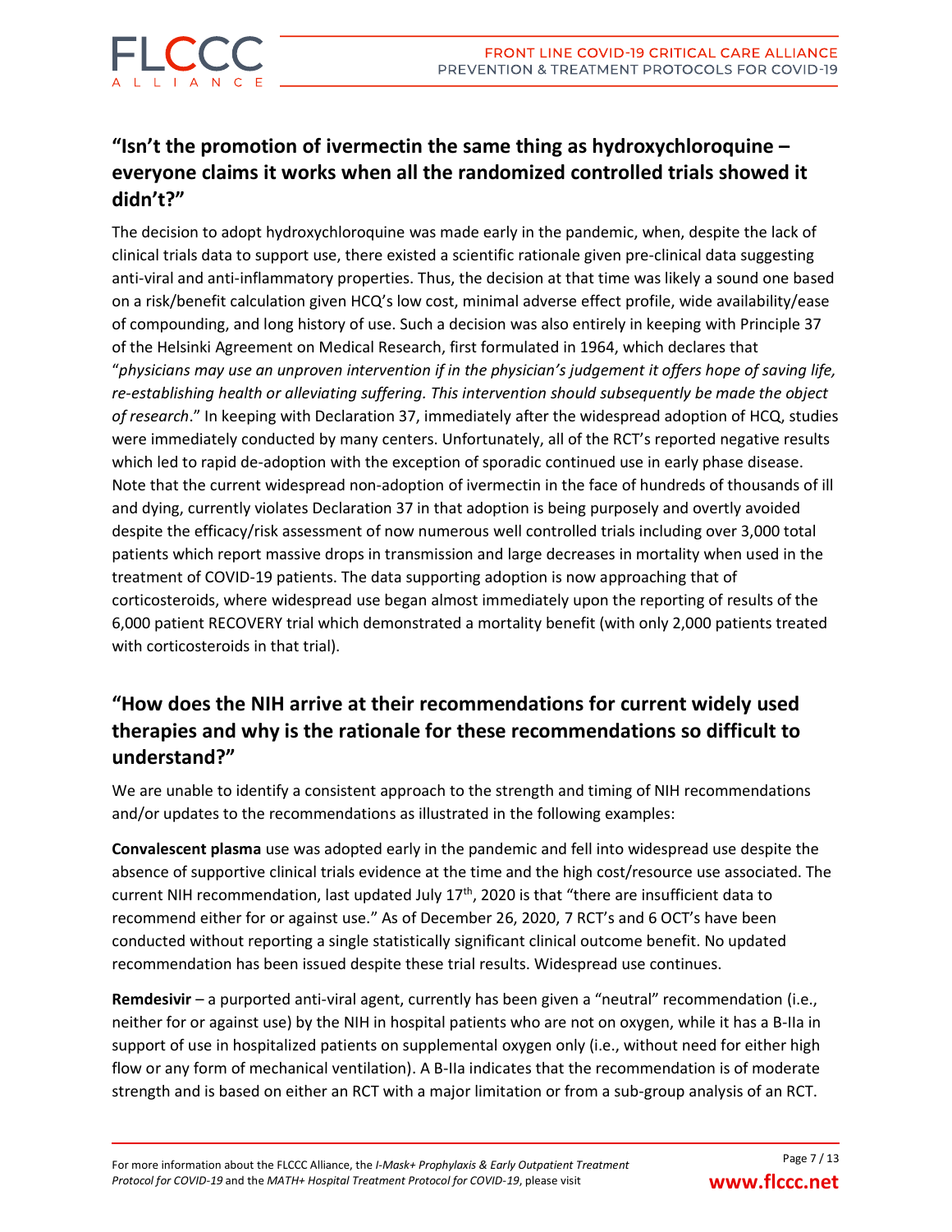## "Isn't the promotion of ivermectin the same thing as hydroxychloroquine – everyone claims it works when all the randomized controlled trials showed it didn't?"

The decision to adopt hydroxychloroquine was made early in the pandemic, when, despite the lack of clinical trials data to support use, there existed a scientific rationale given pre-clinical data suggesting anti-viral and anti-inflammatory properties. Thus, the decision at that time was likely a sound one based on a risk/benefit calculation given HCQ's low cost, minimal adverse effect profile, wide availability/ease of compounding, and long history of use. Such a decision was also entirely in keeping with Principle 37 of the Helsinki Agreement on Medical Research, first formulated in 1964, which declares that "*physicians may use an unproven intervention if in the physician's judgement it offers hope of saving life, re-establishing health or alleviating suffering. This intervention should subsequently be made the object of research*." In keeping with Declaration 37, immediately after the widespread adoption of HCQ, studies were immediately conducted by many centers. Unfortunately, all of the RCT's reported negative results which led to rapid de-adoption with the exception of sporadic continued use in early phase disease. Note that the current widespread non-adoption of ivermectin in the face of hundreds of thousands of ill and dying, currently violates Declaration 37 in that adoption is being purposely and overtly avoided despite the efficacy/risk assessment of now numerous well controlled trials including over 3,000 total patients which report massive drops in transmission and large decreases in mortality when used in the treatment of COVID-19 patients. The data supporting adoption is now approaching that of corticosteroids, where widespread use began almost immediately upon the reporting of results of the 6,000 patient RECOVERY trial which demonstrated a mortality benefit (with only 2,000 patients treated with corticosteroids in that trial).

## "How does the NIH arrive at their recommendations for current widely used therapies and why is the rationale for these recommendations so difficult to understand?"

We are unable to identify a consistent approach to the strength and timing of NIH recommendations and/or updates to the recommendations as illustrated in the following examples:

**Convalescent plasma** use was adopted early in the pandemic and fell into widespread use despite the absence of supportive clinical trials evidence at the time and the high cost/resource use associated. The current NIH recommendation, last updated July 17th, 2020 is that "there are insufficient data to recommend either for or against use." As of December 26, 2020, 7 RCT's and 6 OCT's have been conducted without reporting a single statistically significant clinical outcome benefit. No updated recommendation has been issued despite these trial results. Widespread use continues.

**Remdesivir** – a purported anti-viral agent, currently has been given a "neutral" recommendation (i.e., neither for or against use) by the NIH in hospital patients who are not on oxygen, while it has a B-IIa in support of use in hospitalized patients on supplemental oxygen only (i.e., without need for either high flow or any form of mechanical ventilation). A B-IIa indicates that the recommendation is of moderate strength and is based on either an RCT with a major limitation or from a sub-group analysis of an RCT.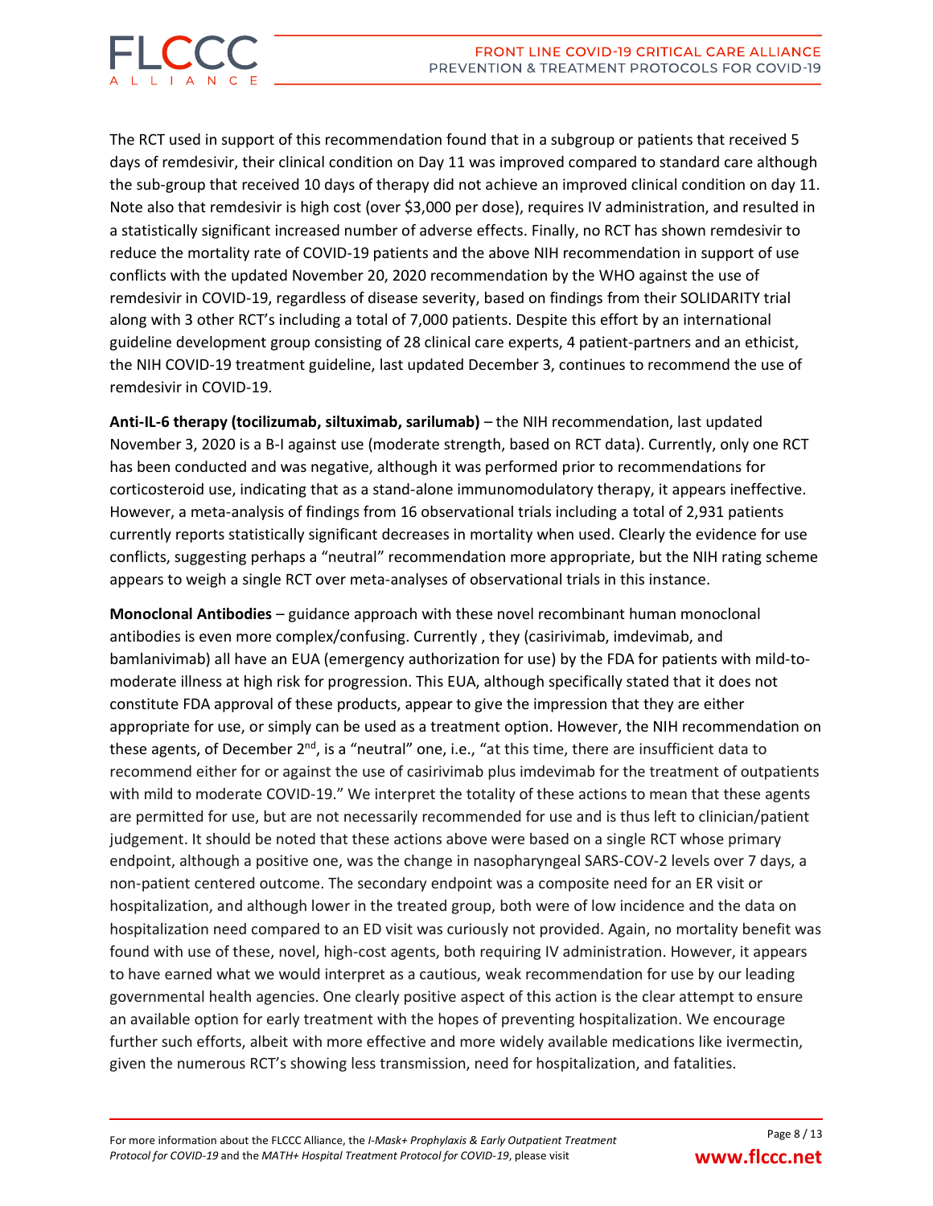The RCT used in support of this recommendation found that in a subgroup or patients that received 5 days of remdesivir, their clinical condition on Day 11 was improved compared to standard care although the sub-group that received 10 days of therapy did not achieve an improved clinical condition on day 11. Note also that remdesivir is high cost (over $3,000 per dose), requires IV administration, and resulted in a statistically significant increased number of adverse effects. Finally, no RCT has shown remdesivir to reduce the mortality rate of COVID-19 patients and the above NIH recommendation in support of use conflicts with the updated November 20, 2020 recommendation by the WHO against the use of remdesivir in COVID-19, regardless of disease severity, based on findings from their SOLIDARITY trial along with 3 other RCT's including a total of 7,000 patients. Despite this effort by an international guideline development group consisting of 28 clinical care experts, 4 patient-partners and an ethicist, the NIH COVID-19 treatment guideline, last updated December 3, continues to recommend the use of remdesivir in COVID-19.

**Anti-IL-6 therapy (tocilizumab, siltuximab, sarilumab)** – the NIH recommendation, last updated November 3, 2020 is a B-I against use (moderate strength, based on RCT data). Currently, only one RCT has been conducted and was negative, although it was performed prior to recommendations for corticosteroid use, indicating that as a stand-alone immunomodulatory therapy, it appears ineffective. However, a meta-analysis of findings from 16 observational trials including a total of 2,931 patients currently reports statistically significant decreases in mortality when used. Clearly the evidence for use conflicts, suggesting perhaps a "neutral" recommendation more appropriate, but the NIH rating scheme appears to weigh a single RCT over meta-analyses of observational trials in this instance.

**Monoclonal Antibodies** – guidance approach with these novel recombinant human monoclonal antibodies is even more complex/confusing. Currently , they (casirivimab, imdevimab, and bamlanivimab) all have an EUA (emergency authorization for use) by the FDA for patients with mild-to-moderate illness at high risk for progression. This EUA, although specifically stated that it does not constitute FDA approval of these products, appear to give the impression that they are either appropriate for use, or simply can be used as a treatment option. However, the NIH recommendation on these agents, of December 2nd, is a "neutral" one, i.e., "at this time, there are insufficient data to recommend either for or against the use of casirivimab plus imdevimab for the treatment of outpatients with mild to moderate COVID-19." We interpret the totality of these actions to mean that these agents are permitted for use, but are not necessarily recommended for use and is thus left to clinician/patient judgement. It should be noted that these actions above were based on a single RCT whose primary endpoint, although a positive one, was the change in nasopharyngeal SARS-COV-2 levels over 7 days, a non-patient centered outcome. The secondary endpoint was a composite need for an ER visit or hospitalization, and although lower in the treated group, both were of low incidence and the data on hospitalization need compared to an ED visit was curiously not provided. Again, no mortality benefit was found with use of these, novel, high-cost agents, both requiring IV administration. However, it appears to have earned what we would interpret as a cautious, weak recommendation for use by our leading governmental health agencies. One clearly positive aspect of this action is the clear attempt to ensure an available option for early treatment with the hopes of preventing hospitalization. We encourage further such efforts, albeit with more effective and more widely available medications like ivermectin, given the numerous RCT's showing less transmission, need for hospitalization, and fatalities.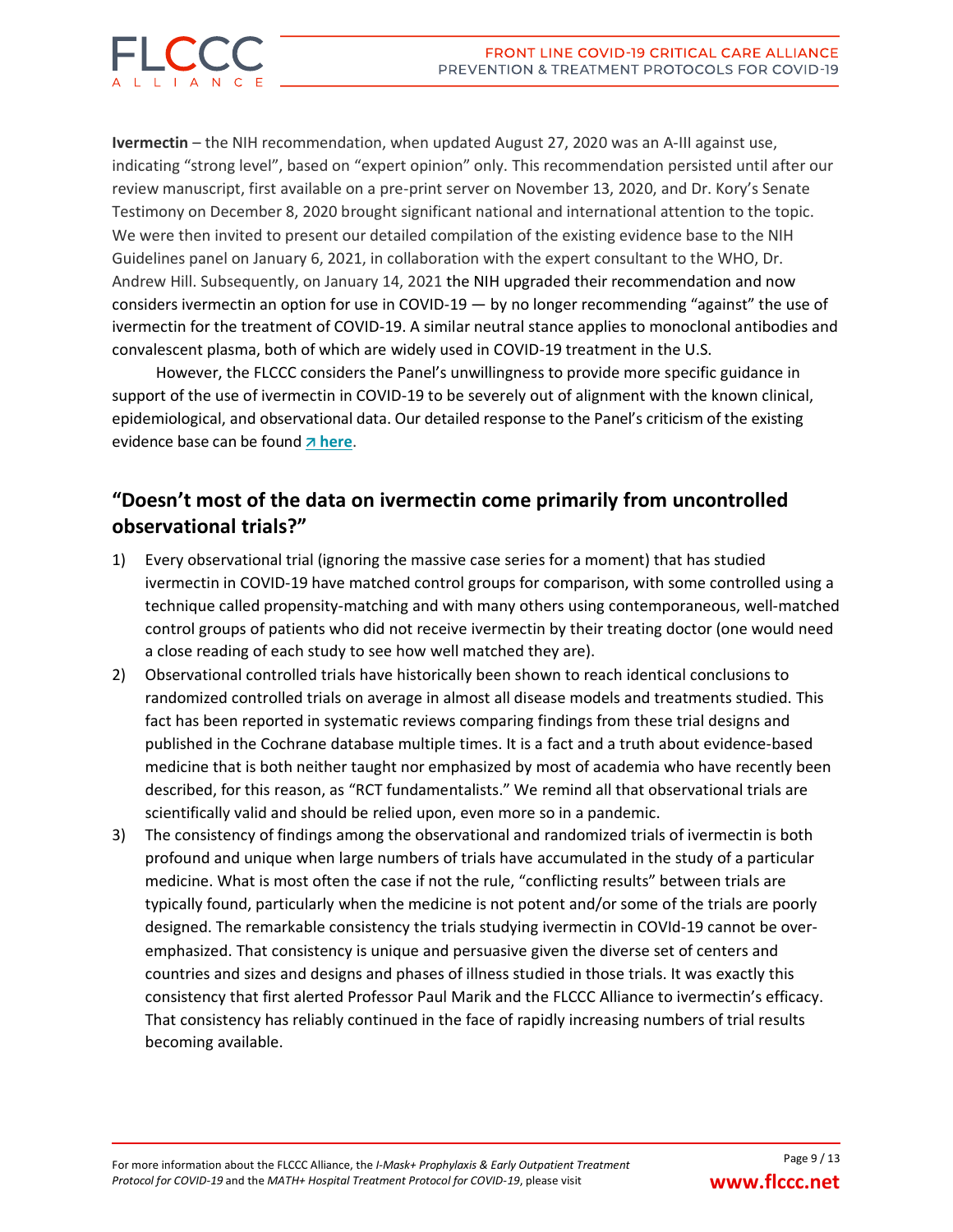**Ivermectin** – the NIH recommendation, when updated August 27, 2020 was an A-III against use, indicating "strong level", based on "expert opinion" only. This recommendation persisted until after our review manuscript, first available on a pre-print server on November 13, 2020, and Dr. Kory's Senate Testimony on December 8, 2020 brought significant national and international attention to the topic. We were then invited to present our detailed compilation of the existing evidence base to the NIH Guidelines panel on January 6, 2021, in collaboration with the expert consultant to the WHO, Dr. Andrew Hill. Subsequently, on January 14, 2021 the NIH upgraded their recommendation and now considers ivermectin an option for use in COVID-19 — by no longer recommending "against" the use of ivermectin for the treatment of COVID-19. A similar neutral stance applies to monoclonal antibodies and convalescent plasma, both of which are widely used in COVID-19 treatment in the U.S.

However, the FLCCC considers the Panel's unwillingness to provide more specific guidance in support of the use of ivermectin in COVID-19 to be severely out of alignment with the known clinical, epidemiological, and observational data. Our detailed response to the Panel's criticism of the existing evidence base can be found ↗ **here**.

## "Doesn't most of the data on ivermectin come primarily from uncontrolled observational trials?"

1) Every observational trial (ignoring the massive case series for a moment) that has studied ivermectin in COVID-19 have matched control groups for comparison, with some controlled using a technique called propensity-matching and with many others using contemporaneous, well-matched control groups of patients who did not receive ivermectin by their treating doctor (one would need a close reading of each study to see how well matched they are).
2) Observational controlled trials have historically been shown to reach identical conclusions to randomized controlled trials on average in almost all disease models and treatments studied. This fact has been reported in systematic reviews comparing findings from these trial designs and published in the Cochrane database multiple times. It is a fact and a truth about evidence-based medicine that is both neither taught nor emphasized by most of academia who have recently been described, for this reason, as "RCT fundamentalists." We remind all that observational trials are scientifically valid and should be relied upon, even more so in a pandemic.
3) The consistency of findings among the observational and randomized trials of ivermectin is both profound and unique when large numbers of trials have accumulated in the study of a particular medicine. What is most often the case if not the rule, "conflicting results" between trials are typically found, particularly when the medicine is not potent and/or some of the trials are poorly designed. The remarkable consistency the trials studying ivermectin in COVId-19 cannot be over-emphasized. That consistency is unique and persuasive given the diverse set of centers and countries and sizes and designs and phases of illness studied in those trials. It was exactly this consistency that first alerted Professor Paul Marik and the FLCCC Alliance to ivermectin's efficacy. That consistency has reliably continued in the face of rapidly increasing numbers of trial results becoming available.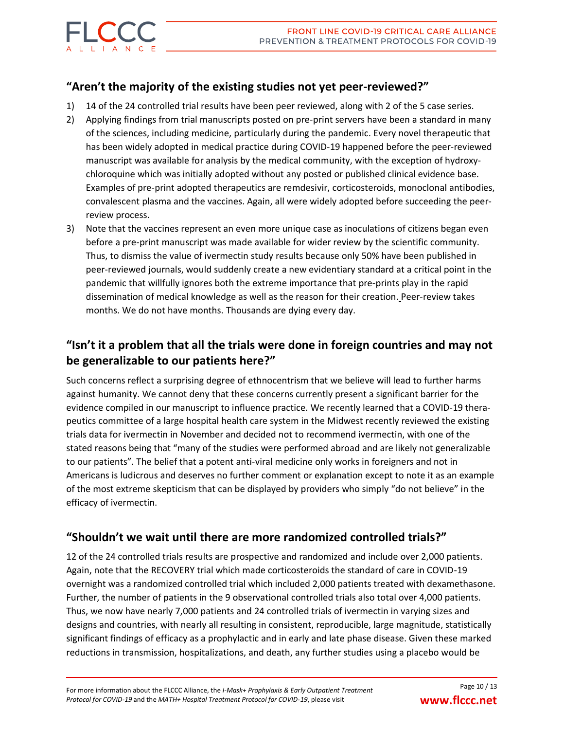## "Aren't the majority of the existing studies not yet peer-reviewed?"

1) 14 of the 24 controlled trial results have been peer reviewed, along with 2 of the 5 case series.
2) Applying findings from trial manuscripts posted on pre-print servers have been a standard in many of the sciences, including medicine, particularly during the pandemic. Every novel therapeutic that has been widely adopted in medical practice during COVID-19 happened before the peer-reviewed manuscript was available for analysis by the medical community, with the exception of hydroxy-chloroquine which was initially adopted without any posted or published clinical evidence base. Examples of pre-print adopted therapeutics are remdesivir, corticosteroids, monoclonal antibodies, convalescent plasma and the vaccines. Again, all were widely adopted before succeeding the peer-review process.
3) Note that the vaccines represent an even more unique case as inoculations of citizens began even before a pre-print manuscript was made available for wider review by the scientific community. Thus, to dismiss the value of ivermectin study results because only 50% have been published in peer-reviewed journals, would suddenly create a new evidentiary standard at a critical point in the pandemic that willfully ignores both the extreme importance that pre-prints play in the rapid dissemination of medical knowledge as well as the reason for their creation. Peer-review takes months. We do not have months. Thousands are dying every day.

## "Isn't it a problem that all the trials were done in foreign countries and may not be generalizable to our patients here?"

Such concerns reflect a surprising degree of ethnocentrism that we believe will lead to further harms against humanity. We cannot deny that these concerns currently present a significant barrier for the evidence compiled in our manuscript to influence practice. We recently learned that a COVID-19 therapeutics committee of a large hospital health care system in the Midwest recently reviewed the existing trials data for ivermectin in November and decided not to recommend ivermectin, with one of the stated reasons being that "many of the studies were performed abroad and are likely not generalizable to our patients". The belief that a potent anti-viral medicine only works in foreigners and not in Americans is ludicrous and deserves no further comment or explanation except to note it as an example of the most extreme skepticism that can be displayed by providers who simply "do not believe" in the efficacy of ivermectin.

## "Shouldn't we wait until there are more randomized controlled trials?"

12 of the 24 controlled trials results are prospective and randomized and include over 2,000 patients. Again, note that the RECOVERY trial which made corticosteroids the standard of care in COVID-19 overnight was a randomized controlled trial which included 2,000 patients treated with dexamethasone. Further, the number of patients in the 9 observational controlled trials also total over 4,000 patients. Thus, we now have nearly 7,000 patients and 24 controlled trials of ivermectin in varying sizes and designs and countries, with nearly all resulting in consistent, reproducible, large magnitude, statistically significant findings of efficacy as a prophylactic and in early and late phase disease. Given these marked reductions in transmission, hospitalizations, and death, any further studies using a placebo would be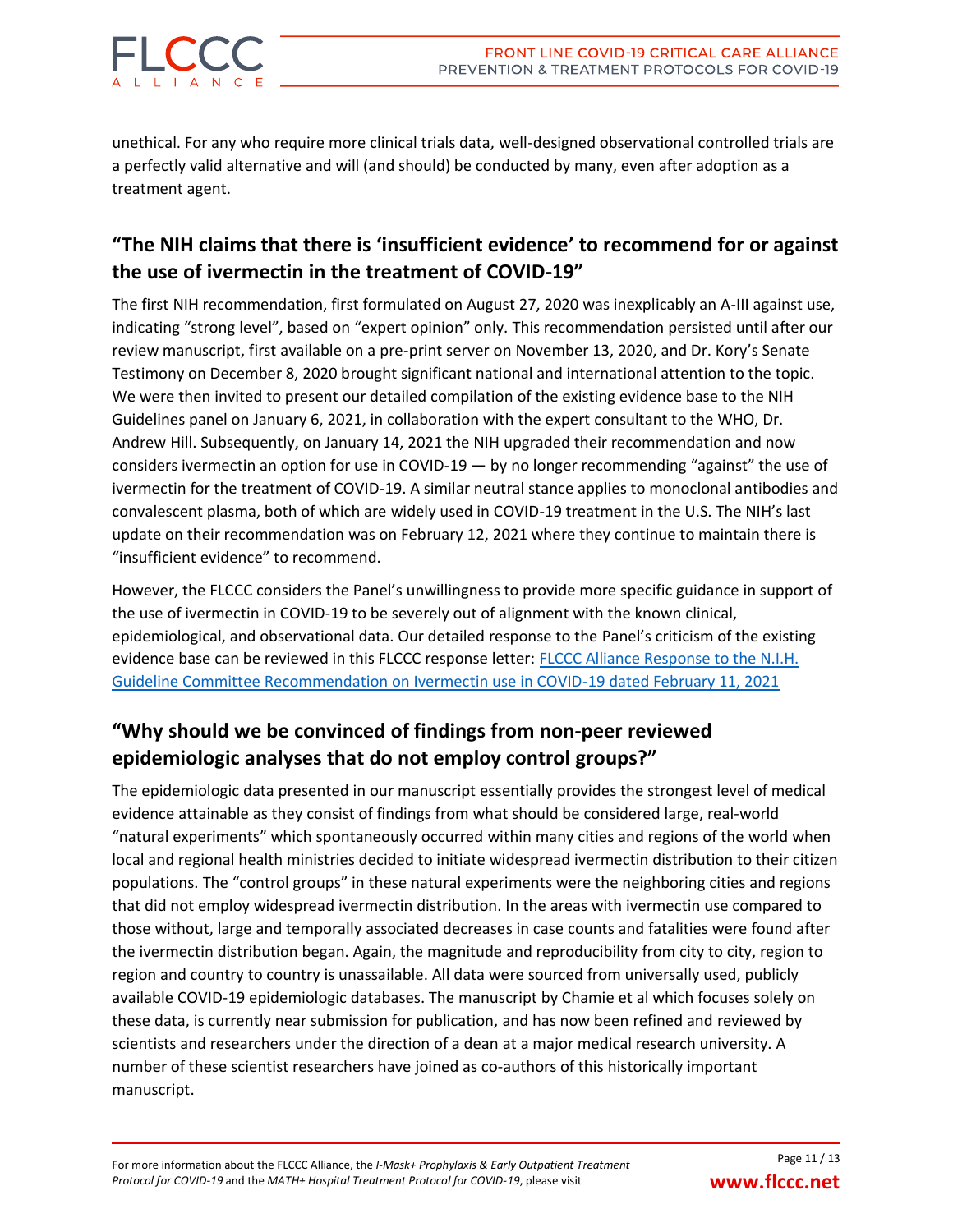unethical. For any who require more clinical trials data, well-designed observational controlled trials are a perfectly valid alternative and will (and should) be conducted by many, even after adoption as a treatment agent.

## “The NIH claims that there is ‘insufficient evidence’ to recommend for or against the use of ivermectin in the treatment of COVID-19”

The first NIH recommendation, first formulated on August 27, 2020 was inexplicably an A-III against use, indicating “strong level”, based on “expert opinion” only. This recommendation persisted until after our review manuscript, first available on a pre-print server on November 13, 2020, and Dr. Kory’s Senate Testimony on December 8, 2020 brought significant national and international attention to the topic. We were then invited to present our detailed compilation of the existing evidence base to the NIH Guidelines panel on January 6, 2021, in collaboration with the expert consultant to the WHO, Dr. Andrew Hill. Subsequently, on January 14, 2021 the NIH upgraded their recommendation and now considers ivermectin an option for use in COVID-19 — by no longer recommending “against” the use of ivermectin for the treatment of COVID-19. A similar neutral stance applies to monoclonal antibodies and convalescent plasma, both of which are widely used in COVID-19 treatment in the U.S. The NIH’s last update on their recommendation was on February 12, 2021 where they continue to maintain there is “insufficient evidence” to recommend.

However, the FLCCC considers the Panel’s unwillingness to provide more specific guidance in support of the use of ivermectin in COVID-19 to be severely out of alignment with the known clinical, epidemiological, and observational data. Our detailed response to the Panel’s criticism of the existing evidence base can be reviewed in this FLCCC response letter: FLCCC Alliance Response to the N.I.H. Guideline Committee Recommendation on Ivermectin use in COVID-19 dated February 11, 2021

## “Why should we be convinced of findings from non-peer reviewed epidemiologic analyses that do not employ control groups?”

The epidemiologic data presented in our manuscript essentially provides the strongest level of medical evidence attainable as they consist of findings from what should be considered large, real-world “natural experiments” which spontaneously occurred within many cities and regions of the world when local and regional health ministries decided to initiate widespread ivermectin distribution to their citizen populations. The “control groups” in these natural experiments were the neighboring cities and regions that did not employ widespread ivermectin distribution. In the areas with ivermectin use compared to those without, large and temporally associated decreases in case counts and fatalities were found after the ivermectin distribution began. Again, the magnitude and reproducibility from city to city, region to region and country to country is unassailable. All data were sourced from universally used, publicly available COVID-19 epidemiologic databases. The manuscript by Chamie et al which focuses solely on these data, is currently near submission for publication, and has now been refined and reviewed by scientists and researchers under the direction of a dean at a major medical research university. A number of these scientist researchers have joined as co-authors of this historically important manuscript.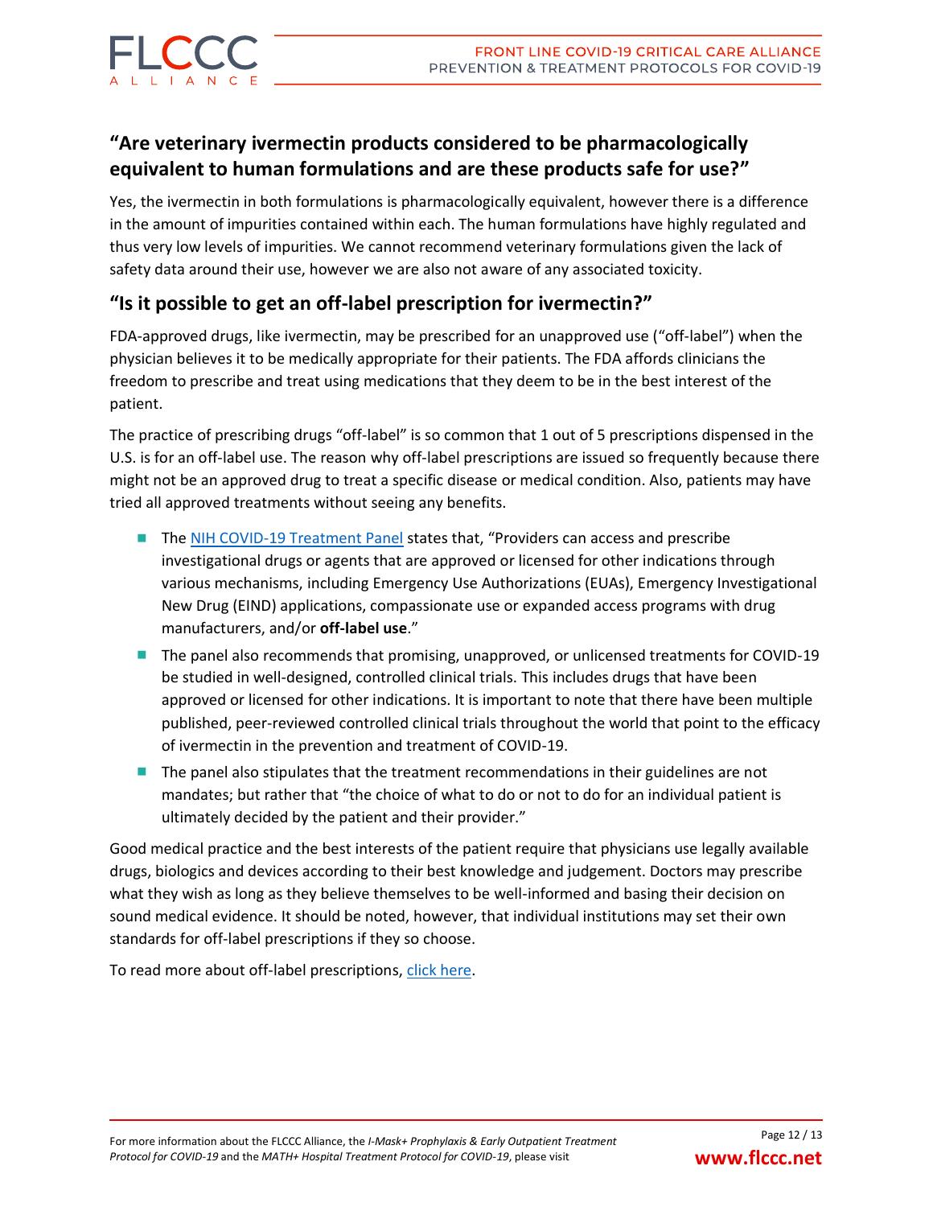## "Are veterinary ivermectin products considered to be pharmacologically equivalent to human formulations and are these products safe for use?"

Yes, the ivermectin in both formulations is pharmacologically equivalent, however there is a difference in the amount of impurities contained within each. The human formulations have highly regulated and thus very low levels of impurities. We cannot recommend veterinary formulations given the lack of safety data around their use, however we are also not aware of any associated toxicity.

## "Is it possible to get an off-label prescription for ivermectin?"

FDA-approved drugs, like ivermectin, may be prescribed for an unapproved use ("off-label") when the physician believes it to be medically appropriate for their patients. The FDA affords clinicians the freedom to prescribe and treat using medications that they deem to be in the best interest of the patient.

The practice of prescribing drugs "off-label" is so common that 1 out of 5 prescriptions dispensed in the U.S. is for an off-label use. The reason why off-label prescriptions are issued so frequently because there might not be an approved drug to treat a specific disease or medical condition. Also, patients may have tried all approved treatments without seeing any benefits.

- The NIH COVID-19 Treatment Panel states that, "Providers can access and prescribe investigational drugs or agents that are approved or licensed for other indications through various mechanisms, including Emergency Use Authorizations (EUAs), Emergency Investigational New Drug (EIND) applications, compassionate use or expanded access programs with drug manufacturers, and/or **off-label use**."
- The panel also recommends that promising, unapproved, or unlicensed treatments for COVID-19 be studied in well-designed, controlled clinical trials. This includes drugs that have been approved or licensed for other indications. It is important to note that there have been multiple published, peer-reviewed controlled clinical trials throughout the world that point to the efficacy of ivermectin in the prevention and treatment of COVID-19.
- The panel also stipulates that the treatment recommendations in their guidelines are not mandates; but rather that "the choice of what to do or not to do for an individual patient is ultimately decided by the patient and their provider."

Good medical practice and the best interests of the patient require that physicians use legally available drugs, biologics and devices according to their best knowledge and judgement. Doctors may prescribe what they wish as long as they believe themselves to be well-informed and basing their decision on sound medical evidence. It should be noted, however, that individual institutions may set their own standards for off-label prescriptions if they so choose.

To read more about off-label prescriptions, click here.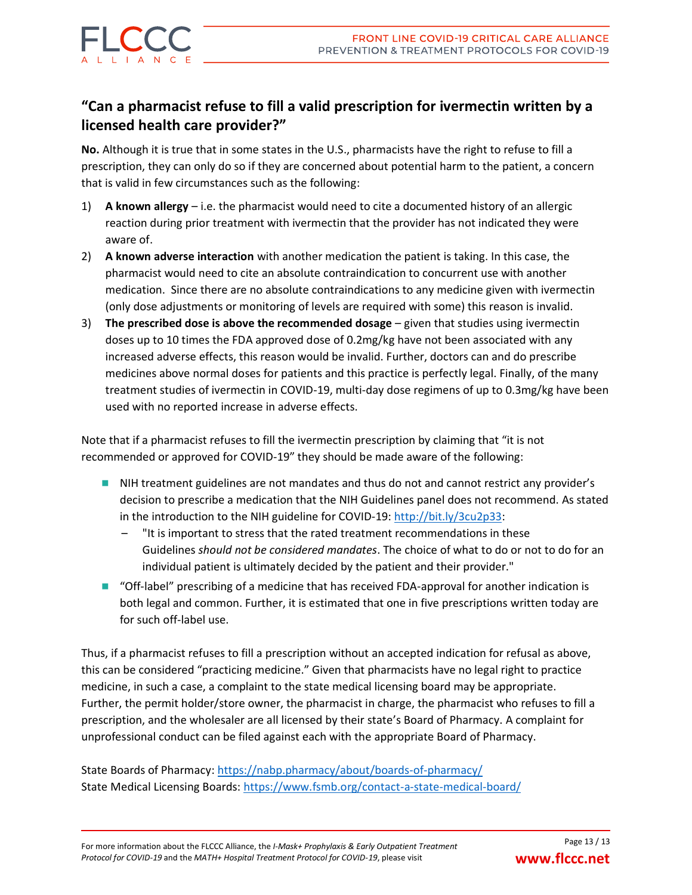## "Can a pharmacist refuse to fill a valid prescription for ivermectin written by a licensed health care provider?"

**No.** Although it is true that in some states in the U.S., pharmacists have the right to refuse to fill a prescription, they can only do so if they are concerned about potential harm to the patient, a concern that is valid in few circumstances such as the following:

1) **A known allergy** – i.e. the pharmacist would need to cite a documented history of an allergic reaction during prior treatment with ivermectin that the provider has not indicated they were aware of.
2) **A known adverse interaction** with another medication the patient is taking. In this case, the pharmacist would need to cite an absolute contraindication to concurrent use with another medication. Since there are no absolute contraindications to any medicine given with ivermectin (only dose adjustments or monitoring of levels are required with some) this reason is invalid.
3) **The prescribed dose is above the recommended dosage** – given that studies using ivermectin doses up to 10 times the FDA approved dose of 0.2mg/kg have not been associated with any increased adverse effects, this reason would be invalid. Further, doctors can and do prescribe medicines above normal doses for patients and this practice is perfectly legal. Finally, of the many treatment studies of ivermectin in COVID-19, multi-day dose regimens of up to 0.3mg/kg have been used with no reported increase in adverse effects.

Note that if a pharmacist refuses to fill the ivermectin prescription by claiming that "it is not recommended or approved for COVID-19" they should be made aware of the following:

- NIH treatment guidelines are not mandates and thus do not and cannot restrict any provider's decision to prescribe a medication that the NIH Guidelines panel does not recommend. As stated in the introduction to the NIH guideline for COVID-19: http://bit.ly/3cu2p33:
  - "It is important to stress that the rated treatment recommendations in these Guidelines *should not be considered mandates*. The choice of what to do or not to do for an individual patient is ultimately decided by the patient and their provider."
- "Off-label" prescribing of a medicine that has received FDA-approval for another indication is both legal and common. Further, it is estimated that one in five prescriptions written today are for such off-label use.

Thus, if a pharmacist refuses to fill a prescription without an accepted indication for refusal as above, this can be considered "practicing medicine." Given that pharmacists have no legal right to practice medicine, in such a case, a complaint to the state medical licensing board may be appropriate. Further, the permit holder/store owner, the pharmacist in charge, the pharmacist who refuses to fill a prescription, and the wholesaler are all licensed by their state's Board of Pharmacy. A complaint for unprofessional conduct can be filed against each with the appropriate Board of Pharmacy.

State Boards of Pharmacy: https://nabp.pharmacy/about/boards-of-pharmacy/
State Medical Licensing Boards: https://www.fsmb.org/contact-a-state-medical-board/